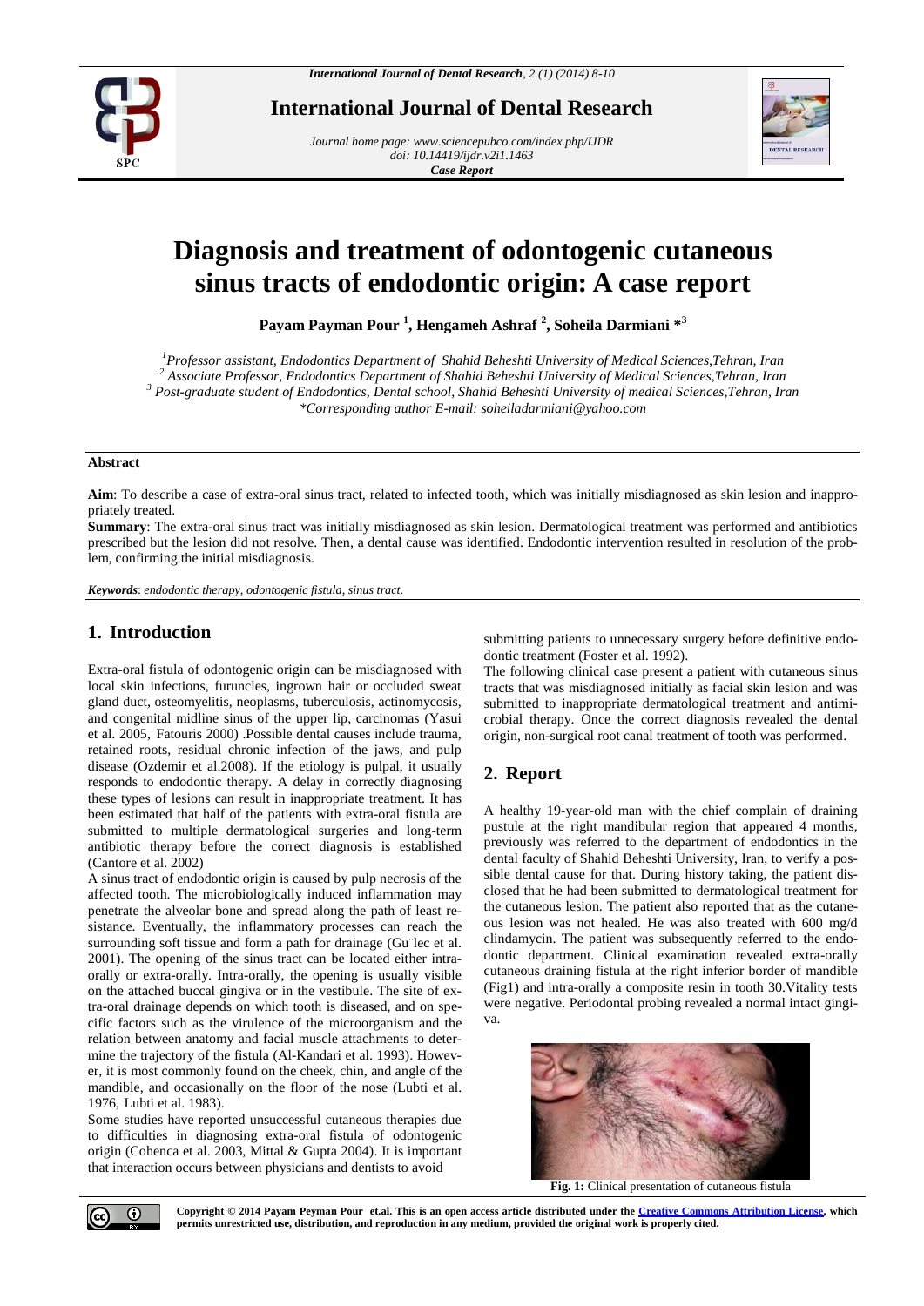*Case Report*

# Diagnosis and treatment of odontogenic cutaneous sinus tracts of endodontic origin: A case report

**Payam Payman Pour [1], Hengameh Ashraf [2], Soheila Darmiani *[3]**

*[1]Professor assistant, Endodontics Department of Shahid Beheshti University of Medical Sciences,Tehran, Iran*
*[2] Associate Professor, Endodontics Department of Shahid Beheshti University of Medical Sciences,Tehran, Iran*
*[3] Post-graduate student of Endodontics, Dental school, Shahid Beheshti University of medical Sciences,Tehran, Iran*
*\*Corresponding author E-mail: soheiladarmiani@yahoo.com*

**Abstract**

**Aim**: To describe a case of extra-oral sinus tract, related to infected tooth, which was initially misdiagnosed as skin lesion and inappropriately treated.

**Summary**: The extra-oral sinus tract was initially misdiagnosed as skin lesion. Dermatological treatment was performed and antibiotics prescribed but the lesion did not resolve. Then, a dental cause was identified. Endodontic intervention resulted in resolution of the problem, confirming the initial misdiagnosis.

***Keywords***: *endodontic therapy, odontogenic fistula, sinus tract.*

## 1. Introduction

Extra-oral fistula of odontogenic origin can be misdiagnosed with local skin infections, furuncles, ingrown hair or occluded sweat gland duct, osteomyelitis, neoplasms, tuberculosis, actinomycosis, and congenital midline sinus of the upper lip, carcinomas (Yasui et al. 2005, Fatouris 2000) .Possible dental causes include trauma, retained roots, residual chronic infection of the jaws, and pulp disease (Ozdemir et al.2008). If the etiology is pulpal, it usually responds to endodontic therapy. A delay in correctly diagnosing these types of lesions can result in inappropriate treatment. It has been estimated that half of the patients with extra-oral fistula are submitted to multiple dermatological surgeries and long-term antibiotic therapy before the correct diagnosis is established (Cantore et al. 2002)

A sinus tract of endodontic origin is caused by pulp necrosis of the affected tooth. The microbiologically induced inflammation may penetrate the alveolar bone and spread along the path of least resistance. Eventually, the inflammatory processes can reach the surrounding soft tissue and form a path for drainage (Gu¨lec et al. 2001). The opening of the sinus tract can be located either intra-orally or extra-orally. Intra-orally, the opening is usually visible on the attached buccal gingiva or in the vestibule. The site of extra-oral drainage depends on which tooth is diseased, and on specific factors such as the virulence of the microorganism and the relation between anatomy and facial muscle attachments to determine the trajectory of the fistula (Al-Kandari et al. 1993). However, it is most commonly found on the cheek, chin, and angle of the mandible, and occasionally on the floor of the nose (Lubti et al. 1976, Lubti et al. 1983).

Some studies have reported unsuccessful cutaneous therapies due to difficulties in diagnosing extra-oral fistula of odontogenic origin (Cohenca et al. 2003, Mittal & Gupta 2004). It is important that interaction occurs between physicians and dentists to avoid submitting patients to unnecessary surgery before definitive endodontic treatment (Foster et al. 1992).

The following clinical case present a patient with cutaneous sinus tracts that was misdiagnosed initially as facial skin lesion and was submitted to inappropriate dermatological treatment and antimicrobial therapy. Once the correct diagnosis revealed the dental origin, non-surgical root canal treatment of tooth was performed.

## 2. Report

A healthy 19-year-old man with the chief complain of draining pustule at the right mandibular region that appeared 4 months, previously was referred to the department of endodontics in the dental faculty of Shahid Beheshti University, Iran, to verify a possible dental cause for that. During history taking, the patient disclosed that he had been submitted to dermatological treatment for the cutaneous lesion. The patient also reported that as the cutaneous lesion was not healed. He was also treated with 600 mg/d clindamycin. The patient was subsequently referred to the endodontic department. Clinical examination revealed extra-orally cutaneous draining fistula at the right inferior border of mandible (Fig1) and intra-orally a composite resin in tooth 30.Vitality tests were negative. Periodontal probing revealed a normal intact gingiva.

**Fig. 1:** Clinical presentation of cutaneous fistula

**Copyright © 2014 Payam Peyman Pour et.al. This is an open access article distributed under the Creative Commons Attribution License, which permits unrestricted use, distribution, and reproduction in any medium, provided the original work is properly cited.**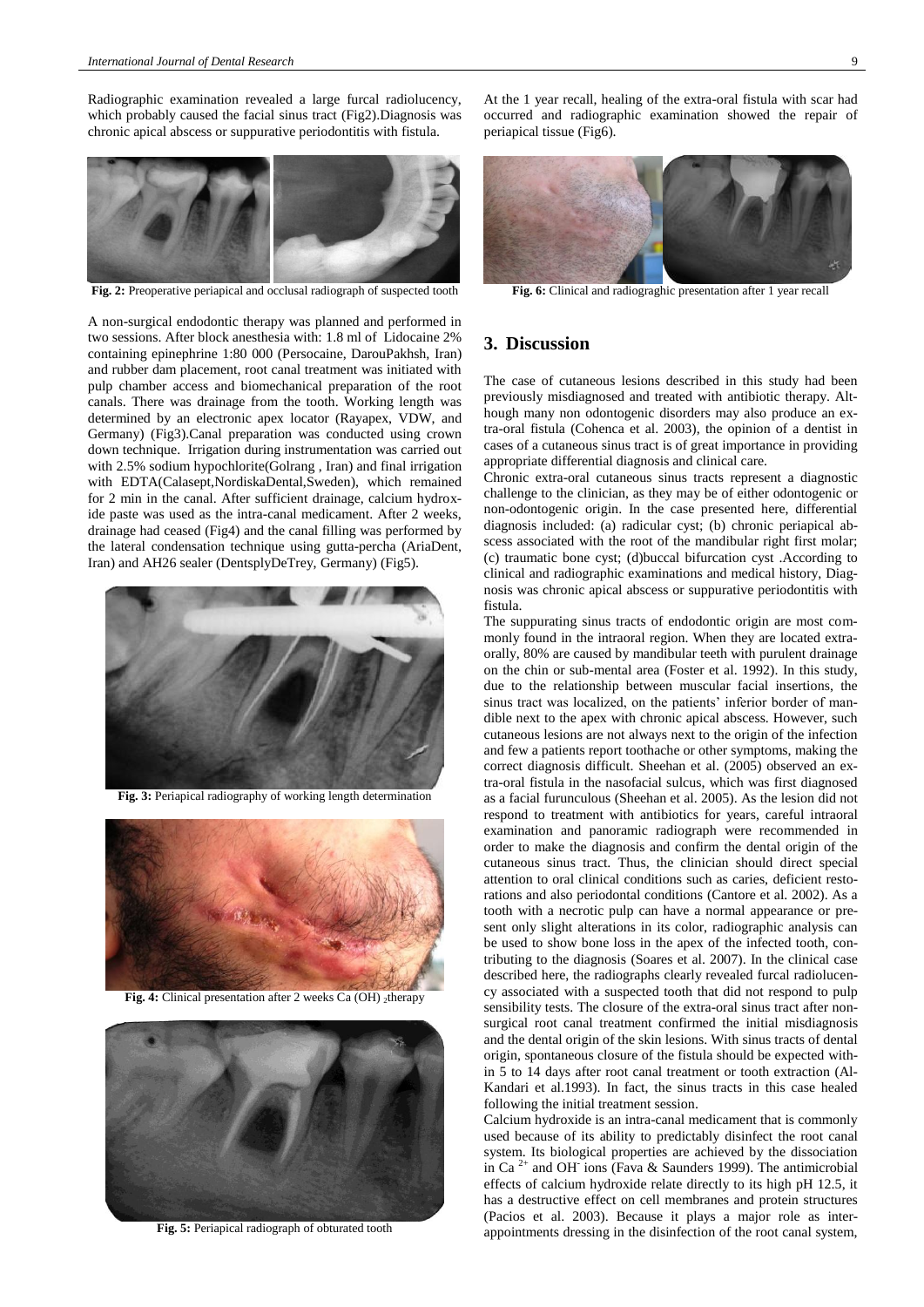Radiographic examination revealed a large furcal radiolucency, which probably caused the facial sinus tract (Fig2).Diagnosis was chronic apical abscess or suppurative periodontitis with fistula.

**Fig. 2:** Preoperative periapical and occlusal radiograph of suspected tooth

A non-surgical endodontic therapy was planned and performed in two sessions. After block anesthesia with: 1.8 ml of Lidocaine 2% containing epinephrine 1:80 000 (Persocaine, DarouPakhsh, Iran) and rubber dam placement, root canal treatment was initiated with pulp chamber access and biomechanical preparation of the root canals. There was drainage from the tooth. Working length was determined by an electronic apex locator (Rayapex, VDW, and Germany) (Fig3).Canal preparation was conducted using crown down technique. Irrigation during instrumentation was carried out with 2.5% sodium hypochlorite(Golrang , Iran) and final irrigation with EDTA(Calasept,NordiskaDental,Sweden), which remained for 2 min in the canal. After sufficient drainage, calcium hydroxide paste was used as the intra-canal medicament. After 2 weeks, drainage had ceased (Fig4) and the canal filling was performed by the lateral condensation technique using gutta-percha (AriaDent, Iran) and AH26 sealer (DentsplyDeTrey, Germany) (Fig5).

**Fig. 3:** Periapical radiography of working length determination

**Fig. 4:** Clinical presentation after 2 weeks Ca $(OH)_2$therapy

**Fig. 5:** Periapical radiograph of obturated tooth

At the 1 year recall, healing of the extra-oral fistula with scar had occurred and radiographic examination showed the repair of periapical tissue (Fig6).

**Fig. 6:** Clinical and radiograghic presentation after 1 year recall

## 3. Discussion

The case of cutaneous lesions described in this study had been previously misdiagnosed and treated with antibiotic therapy. Although many non odontogenic disorders may also produce an extra-oral fistula (Cohenca et al. 2003), the opinion of a dentist in cases of a cutaneous sinus tract is of great importance in providing appropriate differential diagnosis and clinical care.

Chronic extra-oral cutaneous sinus tracts represent a diagnostic challenge to the clinician, as they may be of either odontogenic or non-odontogenic origin. In the case presented here, differential diagnosis included: (a) radicular cyst; (b) chronic periapical abscess associated with the root of the mandibular right first molar; (c) traumatic bone cyst; (d)buccal bifurcation cyst .According to clinical and radiographic examinations and medical history, Diagnosis was chronic apical abscess or suppurative periodontitis with fistula.

The suppurating sinus tracts of endodontic origin are most commonly found in the intraoral region. When they are located extraorally, 80% are caused by mandibular teeth with purulent drainage on the chin or sub-mental area (Foster et al. 1992). In this study, due to the relationship between muscular facial insertions, the sinus tract was localized, on the patients' inferior border of mandible next to the apex with chronic apical abscess. However, such cutaneous lesions are not always next to the origin of the infection and few a patients report toothache or other symptoms, making the correct diagnosis difficult. Sheehan et al. (2005) observed an extra-oral fistula in the nasofacial sulcus, which was first diagnosed as a facial furunculous (Sheehan et al. 2005). As the lesion did not respond to treatment with antibiotics for years, careful intraoral examination and panoramic radiograph were recommended in order to make the diagnosis and confirm the dental origin of the cutaneous sinus tract. Thus, the clinician should direct special attention to oral clinical conditions such as caries, deficient restorations and also periodontal conditions (Cantore et al. 2002). As a tooth with a necrotic pulp can have a normal appearance or present only slight alterations in its color, radiographic analysis can be used to show bone loss in the apex of the infected tooth, contributing to the diagnosis (Soares et al. 2007). In the clinical case described here, the radiographs clearly revealed furcal radiolucency associated with a suspected tooth that did not respond to pulp sensibility tests. The closure of the extra-oral sinus tract after non-surgical root canal treatment confirmed the initial misdiagnosis and the dental origin of the skin lesions. With sinus tracts of dental origin, spontaneous closure of the fistula should be expected within 5 to 14 days after root canal treatment or tooth extraction (Al-Kandari et al.1993). In fact, the sinus tracts in this case healed following the initial treatment session.

Calcium hydroxide is an intra-canal medicament that is commonly used because of its ability to predictably disinfect the root canal system. Its biological properties are achieved by the dissociation in $Ca^{2+}$ and $OH^-$ ions (Fava & Saunders 1999). The antimicrobial effects of calcium hydroxide relate directly to its high pH 12.5, it has a destructive effect on cell membranes and protein structures (Pacios et al. 2003). Because it plays a major role as inter-appointments dressing in the disinfection of the root canal system,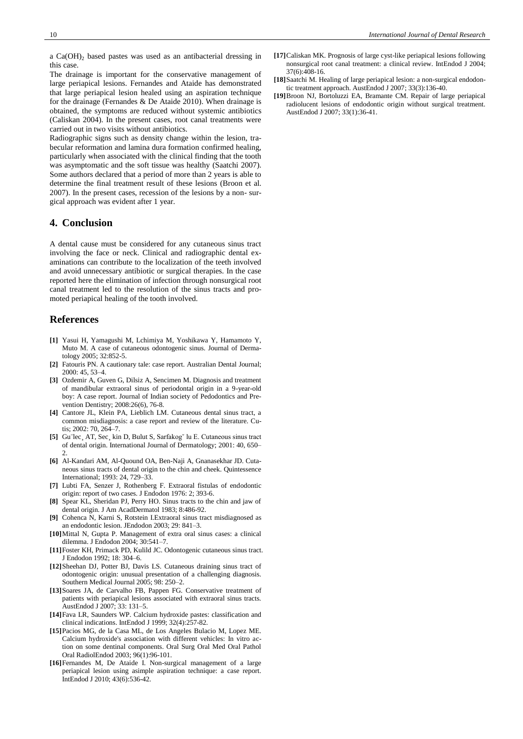a $Ca(OH)_2$ based pastes was used as an antibacterial dressing in this case.

The drainage is important for the conservative management of large periapical lesions. Fernandes and Ataide has demonstrated that large periapical lesion healed using an aspiration technique for the drainage (Fernandes & De Ataide 2010). When drainage is obtained, the symptoms are reduced without systemic antibiotics (Caliskan 2004). In the present cases, root canal treatments were carried out in two visits without antibiotics.

Radiographic signs such as density change within the lesion, trabecular reformation and lamina dura formation confirmed healing, particularly when associated with the clinical finding that the tooth was asymptomatic and the soft tissue was healthy (Saatchi 2007). Some authors declared that a period of more than 2 years is able to determine the final treatment result of these lesions (Broon et al. 2007). In the present cases, recession of the lesions by a non- surgical approach was evident after 1 year.

## 4. Conclusion

A dental cause must be considered for any cutaneous sinus tract involving the face or neck. Clinical and radiographic dental examinations can contribute to the localization of the teeth involved and avoid unnecessary antibiotic or surgical therapies. In the case reported here the elimination of infection through nonsurgical root canal treatment led to the resolution of the sinus tracts and promoted periapical healing of the tooth involved.

## References

**[1]** Yasui H, Yamagushi M, Lchimiya M, Yoshikawa Y, Hamamoto Y, Muto M. A case of cutaneous odontogenic sinus. Journal of Dermatology 2005; 32:852-5.

**[2]** Fatouris PN. A cautionary tale: case report. Australian Dental Journal; 2000: 45, 53–4.

**[3]** Ozdemir A, Guven G, Dilsiz A, Sencimen M. Diagnosis and treatment of mandibular extraoral sinus of periodontal origin in a 9-year-old boy: A case report. Journal of Indian society of Pedodontics and Prevention Dentistry; 2008:26(6), 76-8.

**[4]** Cantore JL, Klein PA, Lieblich LM. Cutaneous dental sinus tract, a common misdiagnosis: a case report and review of the literature. Cutis; 2002: 70, 264–7.

**[5]** Gu¨lec¸ AT, Sec¸ kin D, Bulut S, Sarfakog˘ lu E. Cutaneous sinus tract of dental origin. International Journal of Dermatology; 2001: 40, 650–2.

**[6]** Al-Kandari AM, Al-Quound OA, Ben-Naji A, Gnanasekhar JD. Cutaneous sinus tracts of dental origin to the chin and cheek. Quintessence International; 1993: 24, 729–33.

**[7]** Lubti FA, Senzer J, Rothenberg F. Extraoral fistulas of endodontic origin: report of two cases. J Endodon 1976: 2; 393-6.

**[8]** Spear KL, Sheridan PJ, Perry HO. Sinus tracts to the chin and jaw of dental origin. J Am AcadDermatol 1983; 8:486-92.

**[9]** Cohenca N, Karni S, Rotstein I.Extraoral sinus tract misdiagnosed as an endodontic lesion. JEndodon 2003; 29: 841–3.

**[10]** Mittal N, Gupta P. Management of extra oral sinus cases: a clinical dilemma. J Endodon 2004; 30:541–7.

**[11]** Foster KH, Primack PD, Kulild JC. Odontogenic cutaneous sinus tract. J Endodon 1992; 18: 304–6.

**[12]** Sheehan DJ, Potter BJ, Davis LS. Cutaneous draining sinus tract of odontogenic origin: unusual presentation of a challenging diagnosis. Southern Medical Journal 2005; 98: 250–2.

**[13]** Soares JA, de Carvalho FB, Pappen FG. Conservative treatment of patients with periapical lesions associated with extraoral sinus tracts. AustEndod J 2007; 33: 131–5.

**[14]** Fava LR, Saunders WP. Calcium hydroxide pastes: classification and clinical indications. IntEndod J 1999; 32(4):257-82.

**[15]** Pacios MG, de la Casa ML, de Los Angeles Bulacio M, Lopez ME. Calcium hydroxide's association with different vehicles: In vitro action on some dentinal components. Oral Surg Oral Med Oral Pathol Oral RadiolEndod 2003; 96(1):96-101.

**[16]** Fernandes M, De Ataide I. Non-surgical management of a large periapical lesion using asimple aspiration technique: a case report. IntEndod J 2010; 43(6):536-42.

**[17]** Caliskan MK. Prognosis of large cyst-like periapical lesions following nonsurgical root canal treatment: a clinical review. IntEndod J 2004; 37(6):408-16.

**[18]** Saatchi M. Healing of large periapical lesion: a non-surgical endodontic treatment approach. AustEndod J 2007; 33(3):136-40.

**[19]** Broon NJ, Bortoluzzi EA, Bramante CM. Repair of large periapical radiolucent lesions of endodontic origin without surgical treatment. AustEndod J 2007; 33(1):36-41.